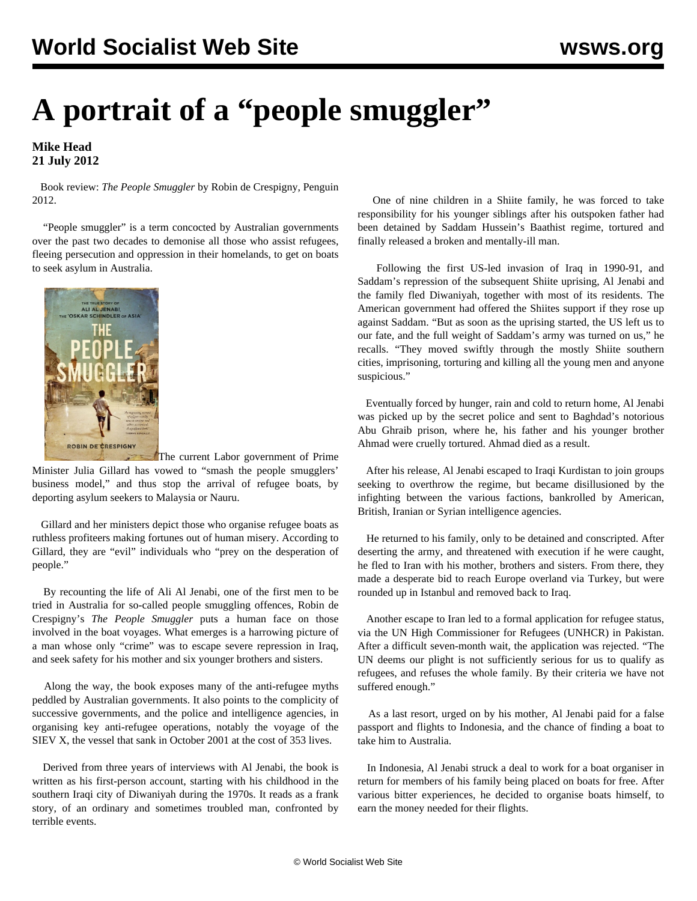# A portrait of a "people smuggler"

**Mike Head**
**21 July 2012**

Book review: *The People Smuggler* by Robin de Crespigny, Penguin 2012.

"People smuggler" is a term concocted by Australian governments over the past two decades to demonise all those who assist refugees, fleeing persecution and oppression in their homelands, to get on boats to seek asylum in Australia.

The current Labor government of Prime Minister Julia Gillard has vowed to "smash the people smugglers' business model," and thus stop the arrival of refugee boats, by deporting asylum seekers to Malaysia or Nauru.

Gillard and her ministers depict those who organise refugee boats as ruthless profiteers making fortunes out of human misery. According to Gillard, they are "evil" individuals who "prey on the desperation of people."

By recounting the life of Ali Al Jenabi, one of the first men to be tried in Australia for so-called people smuggling offences, Robin de Crespigny's *The People Smuggler* puts a human face on those involved in the boat voyages. What emerges is a harrowing picture of a man whose only "crime" was to escape severe repression in Iraq, and seek safety for his mother and six younger brothers and sisters.

Along the way, the book exposes many of the anti-refugee myths peddled by Australian governments. It also points to the complicity of successive governments, and the police and intelligence agencies, in organising key anti-refugee operations, notably the voyage of the SIEV X, the vessel that sank in October 2001 at the cost of 353 lives.

Derived from three years of interviews with Al Jenabi, the book is written as his first-person account, starting with his childhood in the southern Iraqi city of Diwaniyah during the 1970s. It reads as a frank story, of an ordinary and sometimes troubled man, confronted by terrible events.

One of nine children in a Shiite family, he was forced to take responsibility for his younger siblings after his outspoken father had been detained by Saddam Hussein's Baathist regime, tortured and finally released a broken and mentally-ill man.

Following the first US-led invasion of Iraq in 1990-91, and Saddam's repression of the subsequent Shiite uprising, Al Jenabi and the family fled Diwaniyah, together with most of its residents. The American government had offered the Shiites support if they rose up against Saddam. "But as soon as the uprising started, the US left us to our fate, and the full weight of Saddam's army was turned on us," he recalls. "They moved swiftly through the mostly Shiite southern cities, imprisoning, torturing and killing all the young men and anyone suspicious."

Eventually forced by hunger, rain and cold to return home, Al Jenabi was picked up by the secret police and sent to Baghdad's notorious Abu Ghraib prison, where he, his father and his younger brother Ahmad were cruelly tortured. Ahmad died as a result.

After his release, Al Jenabi escaped to Iraqi Kurdistan to join groups seeking to overthrow the regime, but became disillusioned by the infighting between the various factions, bankrolled by American, British, Iranian or Syrian intelligence agencies.

He returned to his family, only to be detained and conscripted. After deserting the army, and threatened with execution if he were caught, he fled to Iran with his mother, brothers and sisters. From there, they made a desperate bid to reach Europe overland via Turkey, but were rounded up in Istanbul and removed back to Iraq.

Another escape to Iran led to a formal application for refugee status, via the UN High Commissioner for Refugees (UNHCR) in Pakistan. After a difficult seven-month wait, the application was rejected. "The UN deems our plight is not sufficiently serious for us to qualify as refugees, and refuses the whole family. By their criteria we have not suffered enough."

As a last resort, urged on by his mother, Al Jenabi paid for a false passport and flights to Indonesia, and the chance of finding a boat to take him to Australia.

In Indonesia, Al Jenabi struck a deal to work for a boat organiser in return for members of his family being placed on boats for free. After various bitter experiences, he decided to organise boats himself, to earn the money needed for their flights.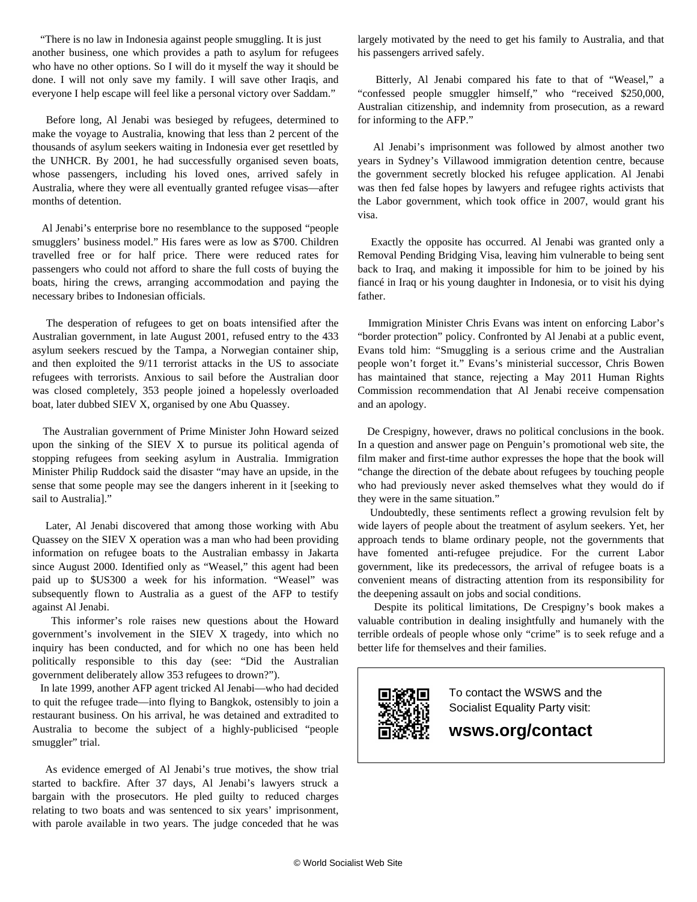"There is no law in Indonesia against people smuggling. It is just another business, one which provides a path to asylum for refugees who have no other options. So I will do it myself the way it should be done. I will not only save my family. I will save other Iraqis, and everyone I help escape will feel like a personal victory over Saddam."

Before long, Al Jenabi was besieged by refugees, determined to make the voyage to Australia, knowing that less than 2 percent of the thousands of asylum seekers waiting in Indonesia ever get resettled by the UNHCR. By 2001, he had successfully organised seven boats, whose passengers, including his loved ones, arrived safely in Australia, where they were all eventually granted refugee visas—after months of detention.

Al Jenabi's enterprise bore no resemblance to the supposed "people smugglers' business model." His fares were as low as $700. Children travelled free or for half price. There were reduced rates for passengers who could not afford to share the full costs of buying the boats, hiring the crews, arranging accommodation and paying the necessary bribes to Indonesian officials.

The desperation of refugees to get on boats intensified after the Australian government, in late August 2001, refused entry to the 433 asylum seekers rescued by the Tampa, a Norwegian container ship, and then exploited the 9/11 terrorist attacks in the US to associate refugees with terrorists. Anxious to sail before the Australian door was closed completely, 353 people joined a hopelessly overloaded boat, later dubbed SIEV X, organised by one Abu Quassey.

The Australian government of Prime Minister John Howard seized upon the sinking of the SIEV X to pursue its political agenda of stopping refugees from seeking asylum in Australia. Immigration Minister Philip Ruddock said the disaster "may have an upside, in the sense that some people may see the dangers inherent in it [seeking to sail to Australia]."

Later, Al Jenabi discovered that among those working with Abu Quassey on the SIEV X operation was a man who had been providing information on refugee boats to the Australian embassy in Jakarta since August 2000. Identified only as "Weasel," this agent had been paid up to $US300 a week for his information. "Weasel" was subsequently flown to Australia as a guest of the AFP to testify against Al Jenabi.

This informer's role raises new questions about the Howard government's involvement in the SIEV X tragedy, into which no inquiry has been conducted, and for which no one has been held politically responsible to this day (see: "Did the Australian government deliberately allow 353 refugees to drown?").

In late 1999, another AFP agent tricked Al Jenabi—who had decided to quit the refugee trade—into flying to Bangkok, ostensibly to join a restaurant business. On his arrival, he was detained and extradited to Australia to become the subject of a highly-publicised "people smuggler" trial.

As evidence emerged of Al Jenabi's true motives, the show trial started to backfire. After 37 days, Al Jenabi's lawyers struck a bargain with the prosecutors. He pled guilty to reduced charges relating to two boats and was sentenced to six years' imprisonment, with parole available in two years. The judge conceded that he was largely motivated by the need to get his family to Australia, and that his passengers arrived safely.

Bitterly, Al Jenabi compared his fate to that of "Weasel," a "confessed people smuggler himself," who "received $250,000, Australian citizenship, and indemnity from prosecution, as a reward for informing to the AFP."

Al Jenabi's imprisonment was followed by almost another two years in Sydney's Villawood immigration detention centre, because the government secretly blocked his refugee application. Al Jenabi was then fed false hopes by lawyers and refugee rights activists that the Labor government, which took office in 2007, would grant his visa.

Exactly the opposite has occurred. Al Jenabi was granted only a Removal Pending Bridging Visa, leaving him vulnerable to being sent back to Iraq, and making it impossible for him to be joined by his fiancé in Iraq or his young daughter in Indonesia, or to visit his dying father.

Immigration Minister Chris Evans was intent on enforcing Labor's "border protection" policy. Confronted by Al Jenabi at a public event, Evans told him: "Smuggling is a serious crime and the Australian people won't forget it." Evans's ministerial successor, Chris Bowen has maintained that stance, rejecting a May 2011 Human Rights Commission recommendation that Al Jenabi receive compensation and an apology.

De Crespigny, however, draws no political conclusions in the book. In a question and answer page on Penguin's promotional web site, the film maker and first-time author expresses the hope that the book will "change the direction of the debate about refugees by touching people who had previously never asked themselves what they would do if they were in the same situation."

Undoubtedly, these sentiments reflect a growing revulsion felt by wide layers of people about the treatment of asylum seekers. Yet, her approach tends to blame ordinary people, not the governments that have fomented anti-refugee prejudice. For the current Labor government, like its predecessors, the arrival of refugee boats is a convenient means of distracting attention from its responsibility for the deepening assault on jobs and social conditions.

Despite its political limitations, De Crespigny's book makes a valuable contribution in dealing insightfully and humanely with the terrible ordeals of people whose only "crime" is to seek refuge and a better life for themselves and their families.

To contact the WSWS and the Socialist Equality Party visit:

**wsws.org/contact**